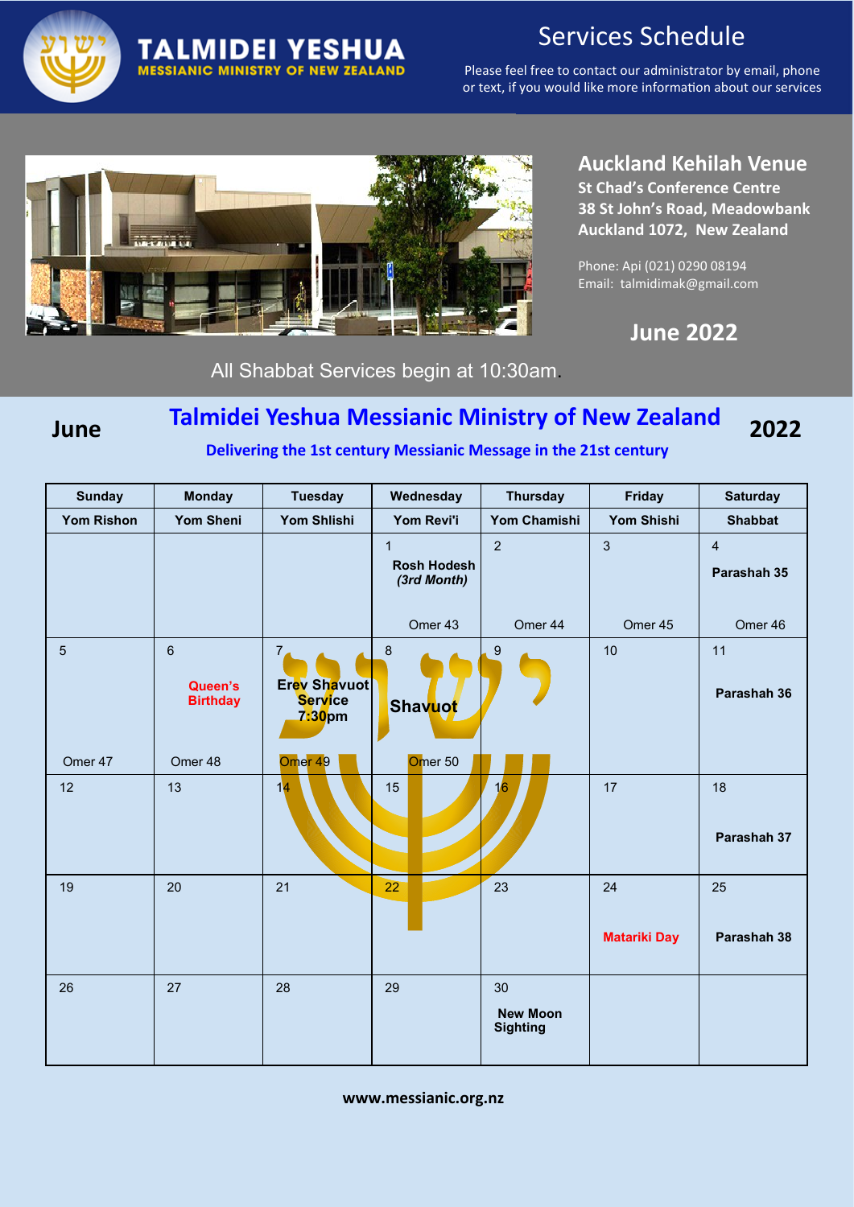# TALMIDEI YESHUA

MESSIANIC MINISTRY OF NEW ZEALAND

## Services Schedule

Please feel free to contact our administrator by email, phone or text, if you would like more information about our services

### Auckland Kehilah Venue

**St Chad's Conference Centre**
**38 St John's Road, Meadowbank**
**Auckland 1072, New Zealand**

Phone: Api (021) 0290 08194
Email: talmidimak@gmail.com

### June 2022

All Shabbat Services begin at 10:30am.

## June — Talmidei Yeshua Messianic Ministry of New Zealand — 2022

**Delivering the 1st century Messianic Message in the 21st century**

| Sunday | Monday | Tuesday | Wednesday | Thursday | Friday | Saturday |
|---|---|---|---|---|---|---|
| **Yom Rishon** | **Yom Sheni** | **Yom Shlishi** | **Yom Revi'i** | **Yom Chamishi** | **Yom Shishi** | **Shabbat** |
| | | | 1 **Rosh Hodesh** ***(3rd Month)*** Omer 43 | 2 Omer 44 | 3 Omer 45 | 4 **Parashah 35** Omer 46 |
| 5 Omer 47 | 6 **Queen's Birthday** Omer 48 | 7 **Erev Shavuot Service 7:30pm** Omer 49 | 8 **Shavuot** Omer 50 | 9 | 10 | 11 **Parashah 36** |
| 12 | 13 | 14 | 15 | 16 | 17 | 18 **Parashah 37** |
| 19 | 20 | 21 | 22 | 23 | 24 **Matariki Day** | 25 **Parashah 38** |
| 26 | 27 | 28 | 29 | 30 **New Moon Sighting** | | |

**www.messianic.org.nz**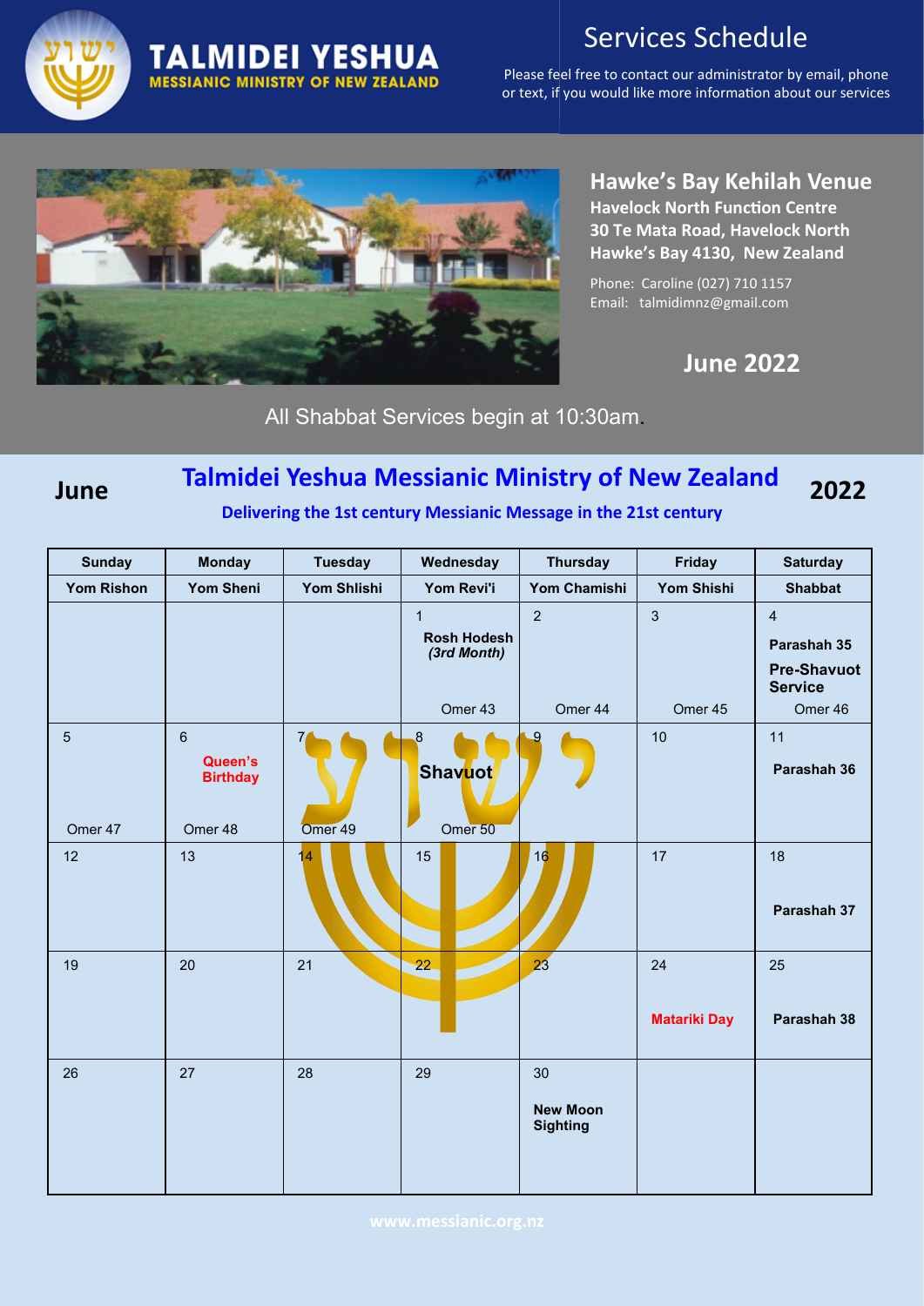# TALMIDEI YESHUA
MESSIANIC MINISTRY OF NEW ZEALAND

## Services Schedule

Please feel free to contact our administrator by email, phone or text, if you would like more information about our services

### Hawke's Bay Kehilah Venue

**Havelock North Function Centre**
**30 Te Mata Road, Havelock North**
**Hawke's Bay 4130, New Zealand**

Phone: Caroline (027) 710 1157
Email: talmidimnz@gmail.com

## June 2022

All Shabbat Services begin at 10:30am.

## June — Talmidei Yeshua Messianic Ministry of New Zealand — 2022

**Delivering the 1st century Messianic Message in the 21st century**

| Sunday | Monday | Tuesday | Wednesday | Thursday | Friday | Saturday |
|---|---|---|---|---|---|---|
| **Yom Rishon** | **Yom Sheni** | **Yom Shlishi** | **Yom Revi'i** | **Yom Chamishi** | **Yom Shishi** | **Shabbat** |
| | | | 1 **Rosh Hodesh** *(3rd Month)* Omer 43 | 2 Omer 44 | 3 Omer 45 | 4 **Parashah 35** **Pre-Shavuot Service** Omer 46 |
| 5 Omer 47 | 6 **Queen's Birthday** Omer 48 | 7 Omer 49 | 8 **Shavuot** Omer 50 | 9 | 10 | 11 **Parashah 36** |
| 12 | 13 | 14 | 15 | 16 | 17 | 18 **Parashah 37** |
| 19 | 20 | 21 | 22 | 23 | 24 **Matariki Day** | 25 **Parashah 38** |
| 26 | 27 | 28 | 29 | 30 **New Moon Sighting** | | |

www.messianic.org.nz